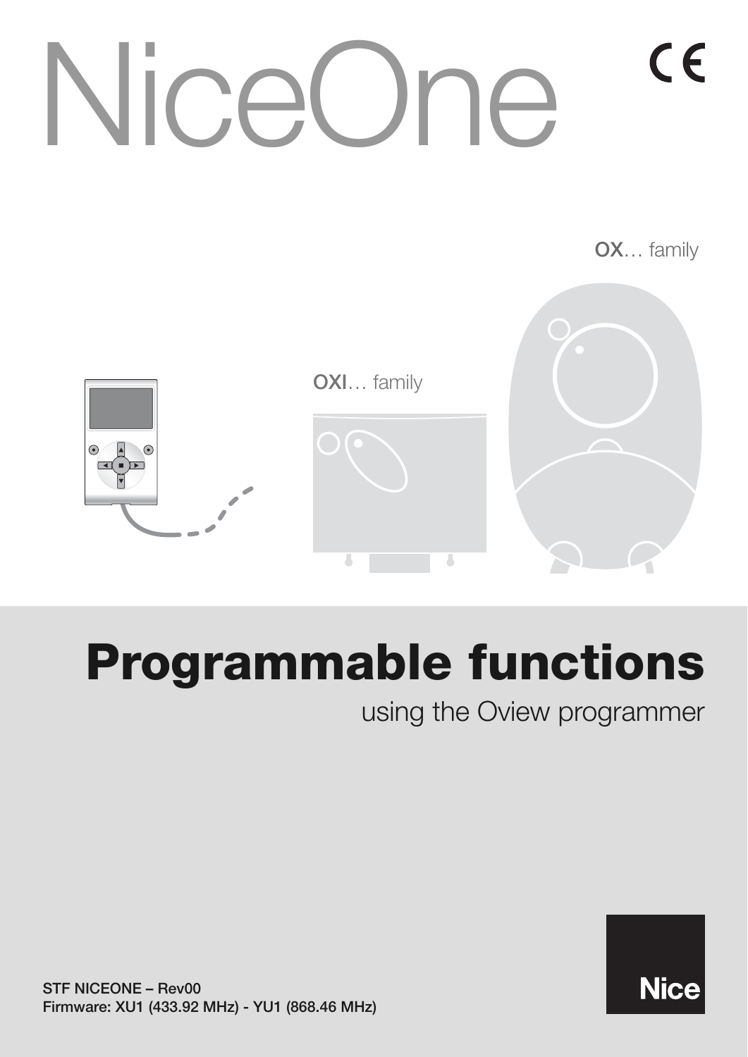# NiceOne

CE

OX… family

OXI… family

## Programmable functions

using the Oview programmer

STF NICEONE – Rev00
Firmware: XU1 (433.92 MHz) - YU1 (868.46 MHz)

Nice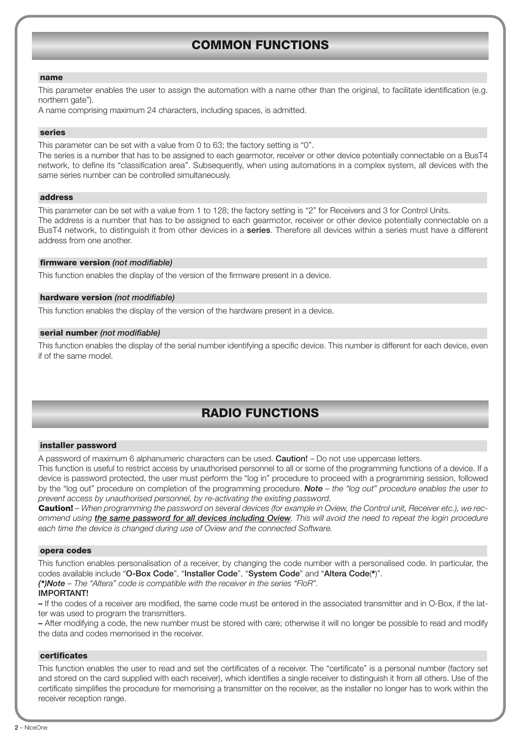# COMMON FUNCTIONS

### name

This parameter enables the user to assign the automation with a name other than the original, to facilitate identification (e.g. northern gate").

A name comprising maximum 24 characters, including spaces, is admitted.

### series

This parameter can be set with a value from 0 to 63; the factory setting is "0".

The series is a number that has to be assigned to each gearmotor, receiver or other device potentially connectable on a BusT4 network, to define its "classification area". Subsequently, when using automations in a complex system, all devices with the same series number can be controlled simultaneously.

### address

This parameter can be set with a value from 1 to 128; the factory setting is "2" for Receivers and 3 for Control Units.

The address is a number that has to be assigned to each gearmotor, receiver or other device potentially connectable on a BusT4 network, to distinguish it from other devices in a **series**. Therefore all devices within a series must have a different address from one another.

### firmware version *(not modifiable)*

This function enables the display of the version of the firmware present in a device.

### hardware version *(not modifiable)*

This function enables the display of the version of the hardware present in a device.

### serial number *(not modifiable)*

This function enables the display of the serial number identifying a specific device. This number is different for each device, even if of the same model.

# RADIO FUNCTIONS

### installer password

A password of maximum 6 alphanumeric characters can be used. **Caution!** – Do not use uppercase letters.

This function is useful to restrict access by unauthorised personnel to all or some of the programming functions of a device. If a device is password protected, the user must perform the "log in" procedure to proceed with a programming session, followed by the "log out" procedure on completion of the programming procedure. ***Note*** – *the "log out" procedure enables the user to prevent access by unauthorised personnel, by re-activating the existing password.*

**Caution!** – *When programming the password on several devices (for example in Oview, the Control unit, Receiver etc.), we recommend using **the same password for all devices including Oview**. This will avoid the need to repeat the login procedure each time the device is changed during use of Oview and the connected Software.*

### opera codes

This function enables personalisation of a receiver, by changing the code number with a personalised code. In particular, the codes available include "**O-Box Code**", "**Installer Code**", "**System Code**" and "**Altera Code**(**\***)".

***(\*)Note*** – *The "Altera" code is compatible with the receiver in the series "FloR".*

**IMPORTANT!**

**–** If the codes of a receiver are modified, the same code must be entered in the associated transmitter and in O-Box, if the latter was used to program the transmitters.

**–** After modifying a code, the new number must be stored with care; otherwise it will no longer be possible to read and modify the data and codes memorised in the receiver.

### certificates

This function enables the user to read and set the certificates of a receiver. The "certificate" is a personal number (factory set and stored on the card supplied with each receiver), which identifies a single receiver to distinguish it from all others. Use of the certificate simplifies the procedure for memorising a transmitter on the receiver, as the installer no longer has to work within the receiver reception range.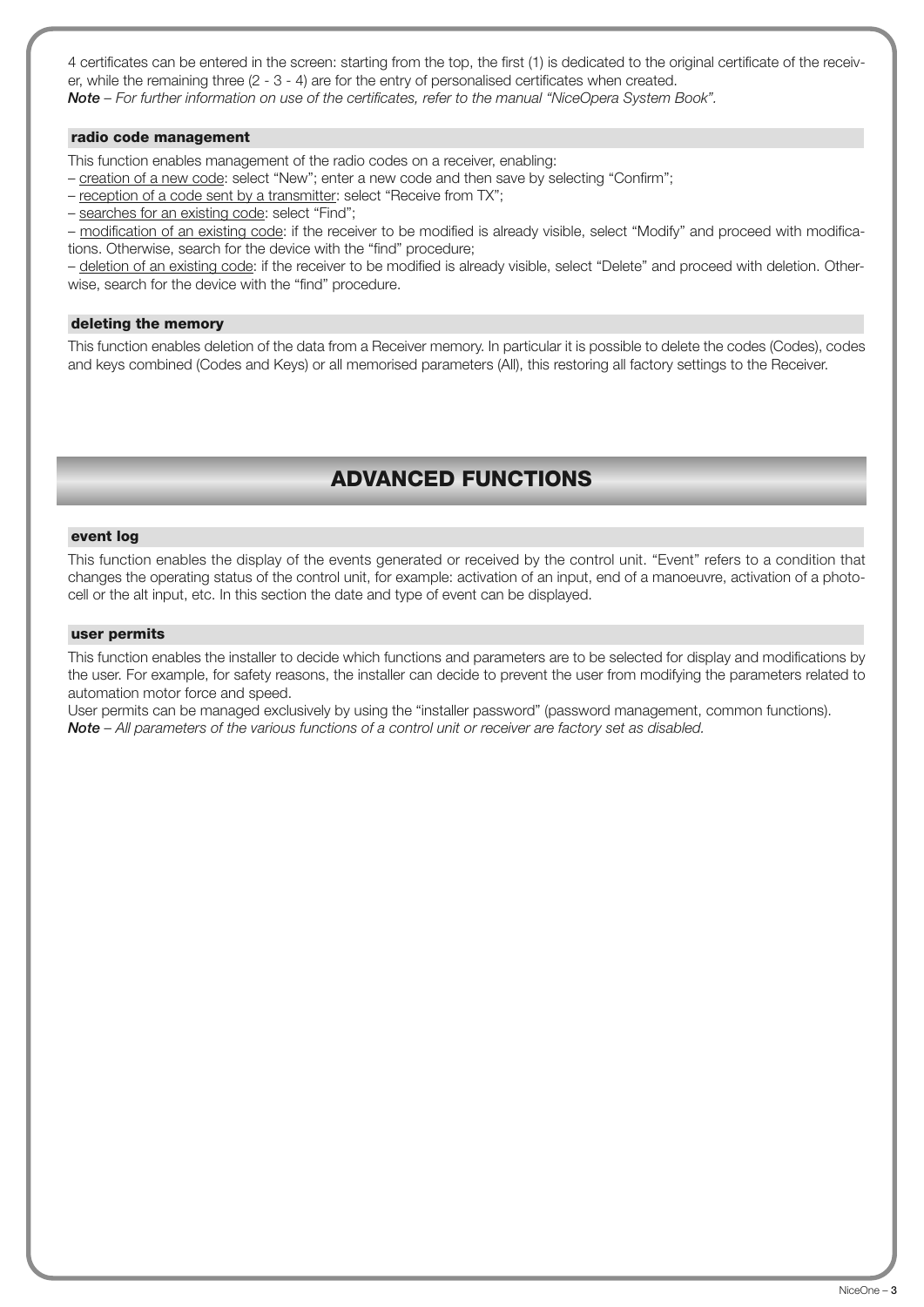4 certificates can be entered in the screen: starting from the top, the first (1) is dedicated to the original certificate of the receiver, while the remaining three (2 - 3 - 4) are for the entry of personalised certificates when created.
***Note*** *– For further information on use of the certificates, refer to the manual "NiceOpera System Book".*

### radio code management

This function enables management of the radio codes on a receiver, enabling:
– <u>creation of a new code</u>: select "New"; enter a new code and then save by selecting "Confirm";
– <u>reception of a code sent by a transmitter</u>: select "Receive from TX";
– <u>searches for an existing code</u>: select "Find";
– <u>modification of an existing code</u>: if the receiver to be modified is already visible, select "Modify" and proceed with modifications. Otherwise, search for the device with the "find" procedure;
– <u>deletion of an existing code</u>: if the receiver to be modified is already visible, select "Delete" and proceed with deletion. Otherwise, search for the device with the "find" procedure.

### deleting the memory

This function enables deletion of the data from a Receiver memory. In particular it is possible to delete the codes (Codes), codes and keys combined (Codes and Keys) or all memorised parameters (All), this restoring all factory settings to the Receiver.

## ADVANCED FUNCTIONS

### event log

This function enables the display of the events generated or received by the control unit. "Event" refers to a condition that changes the operating status of the control unit, for example: activation of an input, end of a manoeuvre, activation of a photocell or the alt input, etc. In this section the date and type of event can be displayed.

### user permits

This function enables the installer to decide which functions and parameters are to be selected for display and modifications by the user. For example, for safety reasons, the installer can decide to prevent the user from modifying the parameters related to automation motor force and speed.
User permits can be managed exclusively by using the "installer password" (password management, common functions).
***Note*** *– All parameters of the various functions of a control unit or receiver are factory set as disabled.*